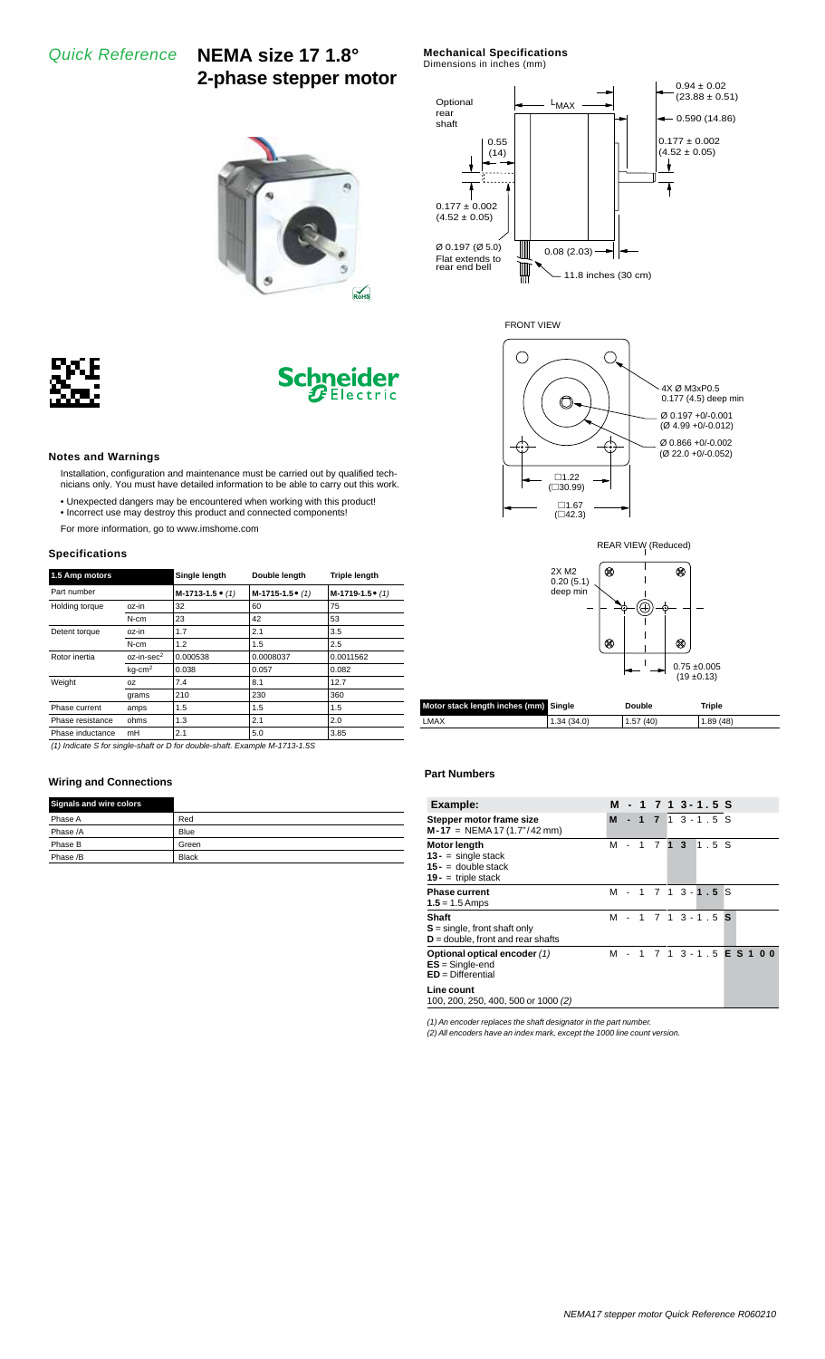*Quick Reference* **NEMA size 17 1.8° 2-phase stepper motor**

## Mechanical Specifications

Dimensions in inches (mm)

Optional rear shaft

$L_{MAX}$

0.94 ± 0.02 (23.88 ± 0.51)

0.590 (14.86)

0.55 (14)

0.177 ± 0.002 (4.52 ± 0.05)

0.177 ± 0.002 (4.52 ± 0.05)

Ø 0.197 (Ø 5.0) Flat extends to rear end bell

0.08 (2.03)

11.8 inches (30 cm)

FRONT VIEW

4X Ø M3xP0.5 0.177 (4.5) deep min

Ø 0.197 +0/-0.001 (Ø 4.99 +0/-0.012)

Ø 0.866 +0/-0.002 (Ø 22.0 +0/-0.052)

□1.22 (□30.99)

□1.67 (□42.3)

REAR VIEW (Reduced)

2X M2 0.20 (5.1) deep min

0.75 ±0.005 (19 ±0.13)

| Motor stack length inches (mm) | Single | Double | Triple |
|---|---|---|---|
| LMAX | 1.34 (34.0) | 1.57 (40) | 1.89 (48) |

### Notes and Warnings

Installation, configuration and maintenance must be carried out by qualified technicians only. You must have detailed information to be able to carry out this work.

- Unexpected dangers may be encountered when working with this product!
- Incorrect use may destroy this product and connected components!

For more information, go to www.imshome.com

### Specifications

| 1.5 Amp motors | | Single length | Double length | Triple length |
|---|---|---|---|---|
| Part number | | M-1713-1.5 • *(1)* | M-1715-1.5 • *(1)* | M-1719-1.5 • *(1)* |
| Holding torque | oz-in | 32 | 60 | 75 |
| | N-cm | 23 | 42 | 53 |
| Detent torque | oz-in | 1.7 | 2.1 | 3.5 |
| | N-cm | 1.2 | 1.5 | 2.5 |
| Rotor inertia | oz-in-sec$^2$ | 0.000538 | 0.0008037 | 0.0011562 |
| | kg-cm$^2$ | 0.038 | 0.057 | 0.082 |
| Weight | oz | 7.4 | 8.1 | 12.7 |
| | grams | 210 | 230 | 360 |
| Phase current | amps | 1.5 | 1.5 | 1.5 |
| Phase resistance | ohms | 1.3 | 2.1 | 2.0 |
| Phase inductance | mH | 2.1 | 5.0 | 3.85 |

*(1) Indicate S for single-shaft or D for double-shaft. Example M-1713-1.5S*

### Wiring and Connections

| Signals and wire colors | |
|---|---|
| Phase A | Red |
| Phase /A | Blue |
| Phase B | Green |
| Phase /B | Black |

### Part Numbers

| Example: | M - 1 7 1 3 - 1 . 5 S |
|---|---|
| **Stepper motor frame size** **M - 17** = NEMA 17 (1.7"/42 mm) | **M - 1 7** 1 3 - 1 . 5 S |
| **Motor length** **13 -** = single stack **15 -** = double stack **19 -** = triple stack | M - 1 7 **1 3** 1 . 5 S |
| **Phase current** **1.5** = 1.5 Amps | M - 1 7 1 3 - **1 . 5** S |
| **Shaft** **S** = single, front shaft only **D** = double, front and rear shafts | M - 1 7 1 3 - 1 . 5 **S** |
| **Optional optical encoder** *(1)* **ES** = Single-end **ED** = Differential | M - 1 7 1 3 - 1 . 5 **E S 1 0 0** |
| **Line count** 100, 200, 250, 400, 500 or 1000 *(2)* | |

*(1) An encoder replaces the shaft designator in the part number.*

*(2) All encoders have an index mark, except the 1000 line count version.*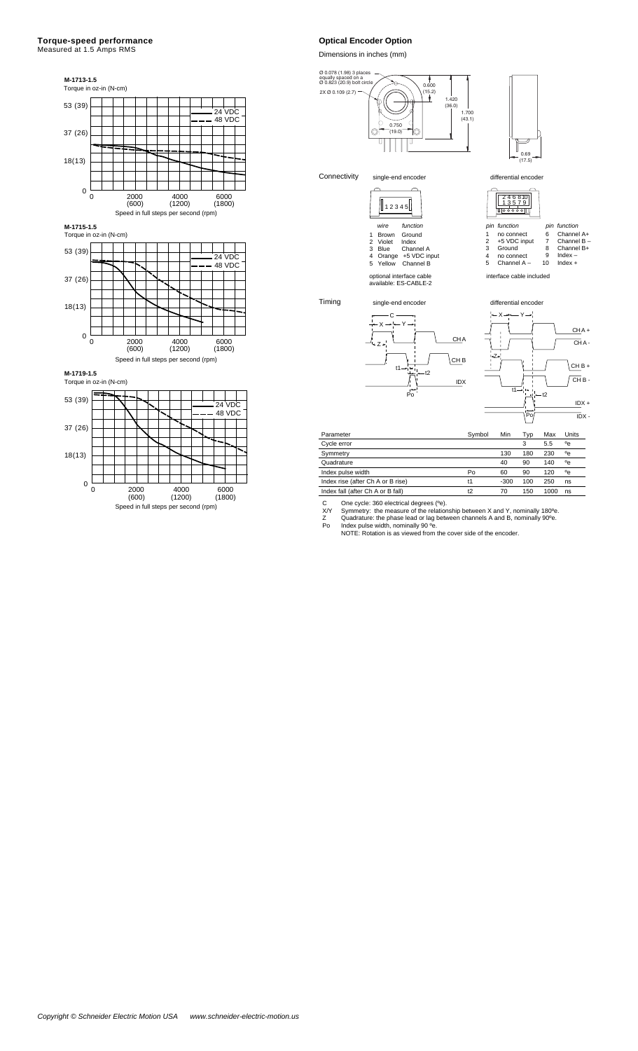## Torque-speed performance

Measured at 1.5 Amps RMS

**M-1713-1.5**

Torque in oz-in (N-cm)

53 (39)
37 (26)
18(13)
0

0
2000 (600)
4000 (1200)
6000 (1800)

Speed in full steps per second (rpm)

24 VDC
48 VDC

**M-1715-1.5**

Torque in oz-in (N-cm)

53 (39)
37 (26)
18(13)
0

0
2000 (600)
4000 (1200)
6000 (1800)

Speed in full steps per second (rpm)

24 VDC
48 VDC

**M-1719-1.5**

Torque in oz-in (N-cm)

53 (39)
37 (26)
18(13)
0

0
2000 (600)
4000 (1200)
6000 (1800)

Speed in full steps per second (rpm)

24 VDC
48 VDC

## Optical Encoder Option

Dimensions in inches (mm)

Ø 0.078 (1.98) 3 places equally spaced on a Ø 0.823 (20.9) bolt circle

2X Ø 0.109 (2.7)

0.600 (15.2)

1.420 (36.0)

1.700 (43.1)

0.750 (19.0)

0.69 (17.5)

### Connectivity

single-end encoder

1 2 3 4 5

| wire | | function |
|---|---|---|
| 1 | Brown | Ground |
| 2 | Violet | Index |
| 3 | Blue | Channel A |
| 4 | Orange | +5 VDC input |
| 5 | Yellow | Channel B |

optional interface cable available: ES-CABLE-2

differential encoder

2 4 6 8 10
1 3 5 7 9

| pin | function | pin | function |
|---|---|---|---|
| 1 | no connect | 6 | Channel A+ |
| 2 | +5 VDC input | 7 | Channel B – |
| 3 | Ground | 8 | Channel B+ |
| 4 | no connect | 9 | Index – |
| 5 | Channel A – | 10 | Index + |

interface cable included

### Timing

single-end encoder

C
X
Y
Z
CH A
CH B
t1
t2
IDX
Po

differential encoder

X
Y
CH A +
CH A -
Z
CH B +
CH B -
t1
t2
IDX +
IDX -
Po

| Parameter | Symbol | Min | Typ | Max | Units |
|---|---|---|---|---|---|
| Cycle error | | | 3 | 5.5 | ºe |
| Symmetry | | 130 | 180 | 230 | ºe |
| Quadrature | | 40 | 90 | 140 | ºe |
| Index pulse width | Po | 60 | 90 | 120 | ºe |
| Index rise (after Ch A or B rise) | t1 | -300 | 100 | 250 | ns |
| Index fall (after Ch A or B fall) | t2 | 70 | 150 | 1000 | ns |

C One cycle: 360 electrical degrees (ºe).
X/Y Symmetry: the measure of the relationship between X and Y, nominally 180ºe.
Z Quadrature: the phase lead or lag between channels A and B, nominally 90ºe.
Po Index pulse width, nominally 90 ºe.
NOTE: Rotation is as viewed from the cover side of the encoder.

*Copyright © Schneider Electric Motion USA www.schneider-electric-motion.us*